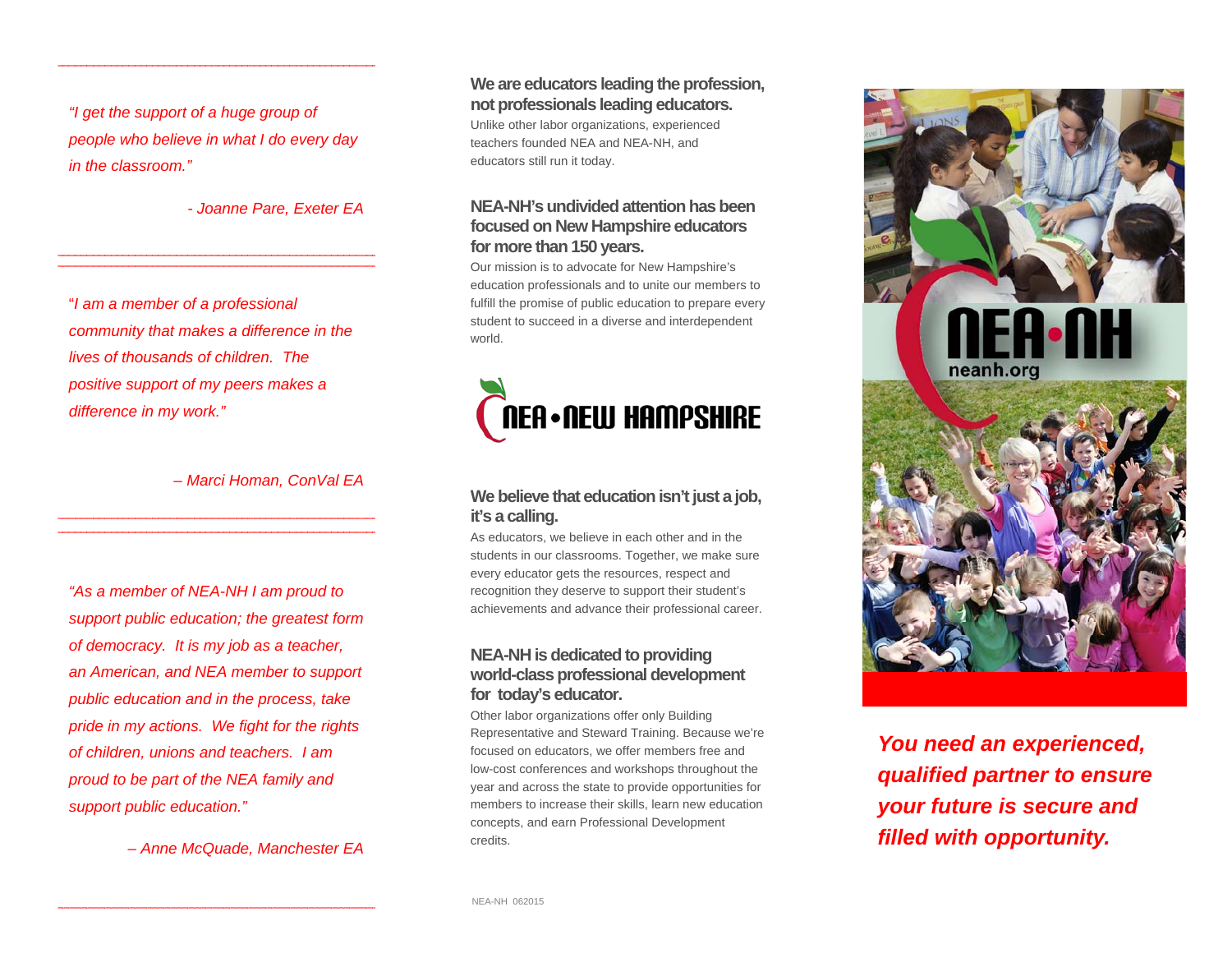*"I get the support of a huge group of people who believe in what I do every day in the classroom."*

*- Joanne Pare, Exeter EA*

---

"*I am a member of a professional community that makes a difference in the lives of thousands of children. The positive support of my peers makes a difference in my work."*

*– Marci Homan, ConVal EA*

---

*"As a member of NEA-NH I am proud to support public education; the greatest form of democracy. It is my job as a teacher, an American, and NEA member to support public education and in the process, take pride in my actions. We fight for the rights of children, unions and teachers. I am proud to be part of the NEA family and support public education."*

*– Anne McQuade, Manchester EA*

---

### We are educators leading the profession, not professionals leading educators.

Unlike other labor organizations, experienced teachers founded NEA and NEA-NH, and educators still run it today.

### NEA-NH's undivided attention has been focused on New Hampshire educators for more than 150 years.

Our mission is to advocate for New Hampshire's education professionals and to unite our members to fulfill the promise of public education to prepare every student to succeed in a diverse and interdependent world.

NEA • NEW HAMPSHIRE

### We believe that education isn't just a job, it's a calling.

As educators, we believe in each other and in the students in our classrooms. Together, we make sure every educator gets the resources, respect and recognition they deserve to support their student's achievements and advance their professional career.

### NEA-NH is dedicated to providing world-class professional development for today's educator.

Other labor organizations offer only Building Representative and Steward Training. Because we're focused on educators, we offer members free and low-cost conferences and workshops throughout the year and across the state to provide opportunities for members to increase their skills, learn new education concepts, and earn Professional Development credits.

NEA-NH 062015

NEA•NH
neanh.org

***You need an experienced, qualified partner to ensure your future is secure and filled with opportunity.***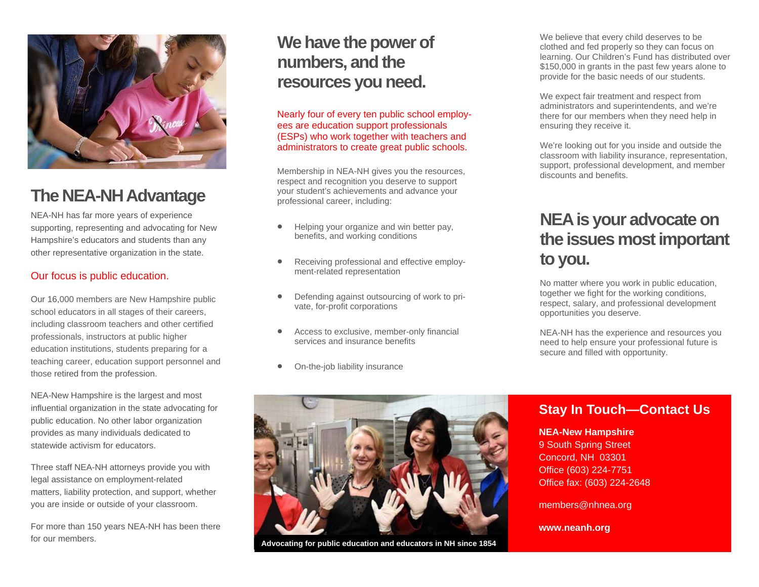## The NEA-NH Advantage

NEA-NH has far more years of experience supporting, representing and advocating for New Hampshire's educators and students than any other representative organization in the state.

Our focus is public education.

Our 16,000 members are New Hampshire public school educators in all stages of their careers, including classroom teachers and other certified professionals, instructors at public higher education institutions, students preparing for a teaching career, education support personnel and those retired from the profession.

NEA-New Hampshire is the largest and most influential organization in the state advocating for public education. No other labor organization provides as many individuals dedicated to statewide activism for educators.

Three staff NEA-NH attorneys provide you with legal assistance on employment-related matters, liability protection, and support, whether you are inside or outside of your classroom.

For more than 150 years NEA-NH has been there for our members.

## We have the power of numbers, and the resources you need.

Nearly four of every ten public school employees are education support professionals (ESPs) who work together with teachers and administrators to create great public schools.

Membership in NEA-NH gives you the resources, respect and recognition you deserve to support your student's achievements and advance your professional career, including:

- Helping your organize and win better pay, benefits, and working conditions
- Receiving professional and effective employment-related representation
- Defending against outsourcing of work to private, for-profit corporations
- Access to exclusive, member-only financial services and insurance benefits
- On-the-job liability insurance

Advocating for public education and educators in NH since 1854

We believe that every child deserves to be clothed and fed properly so they can focus on learning. Our Children's Fund has distributed over $150,000 in grants in the past few years alone to provide for the basic needs of our students.

We expect fair treatment and respect from administrators and superintendents, and we're there for our members when they need help in ensuring they receive it.

We're looking out for you inside and outside the classroom with liability insurance, representation, support, professional development, and member discounts and benefits.

## NEA is your advocate on the issues most important to you.

No matter where you work in public education, together we fight for the working conditions, respect, salary, and professional development opportunities you deserve.

NEA-NH has the experience and resources you need to help ensure your professional future is secure and filled with opportunity.

### Stay In Touch—Contact Us

**NEA-New Hampshire**
9 South Spring Street
Concord, NH 03301
Office (603) 224-7751
Office fax: (603) 224-2648

members@nhnea.org

**www.neanh.org**